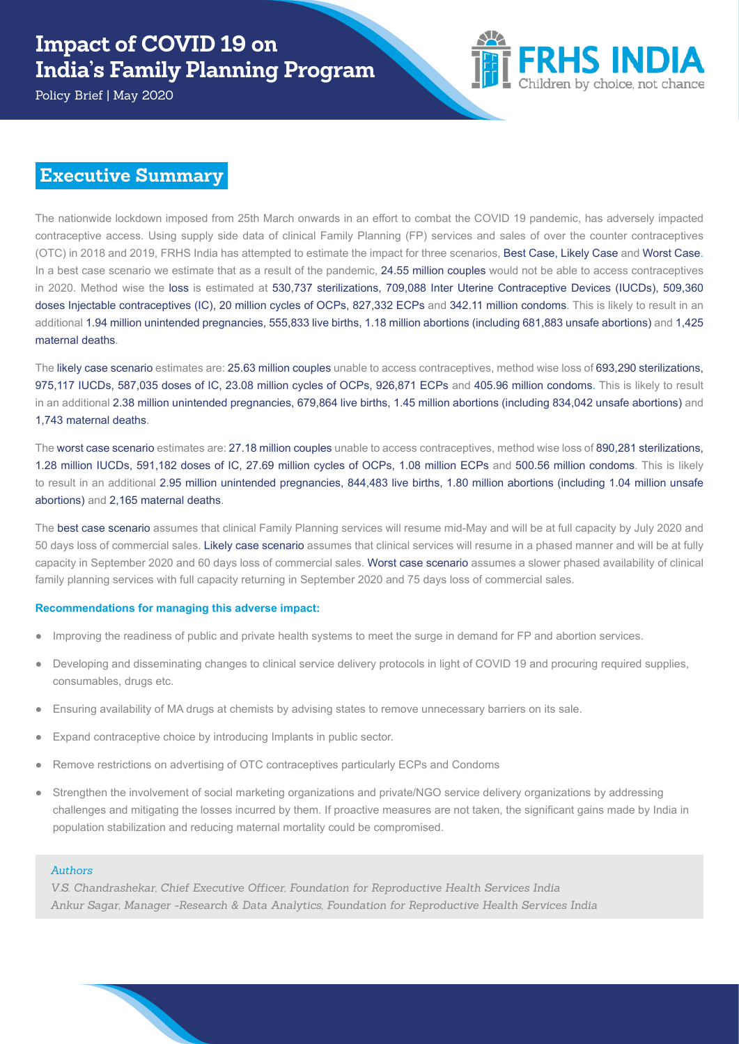# Impact of COVID 19 on India's Family Planning Program

Policy Brief | May 2020

FRHS INDIA
Children by choice, not chance

## Executive Summary

The nationwide lockdown imposed from 25th March onwards in an effort to combat the COVID 19 pandemic, has adversely impacted contraceptive access. Using supply side data of clinical Family Planning (FP) services and sales of over the counter contraceptives (OTC) in 2018 and 2019, FRHS India has attempted to estimate the impact for three scenarios, Best Case, Likely Case and Worst Case. In a best case scenario we estimate that as a result of the pandemic, 24.55 million couples would not be able to access contraceptives in 2020. Method wise the loss is estimated at 530,737 sterilizations, 709,088 Inter Uterine Contraceptive Devices (IUCDs), 509,360 doses Injectable contraceptives (IC), 20 million cycles of OCPs, 827,332 ECPs and 342.11 million condoms. This is likely to result in an additional 1.94 million unintended pregnancies, 555,833 live births, 1.18 million abortions (including 681,883 unsafe abortions) and 1,425 maternal deaths.

The likely case scenario estimates are: 25.63 million couples unable to access contraceptives, method wise loss of 693,290 sterilizations, 975,117 IUCDs, 587,035 doses of IC, 23.08 million cycles of OCPs, 926,871 ECPs and 405.96 million condoms. This is likely to result in an additional 2.38 million unintended pregnancies, 679,864 live births, 1.45 million abortions (including 834,042 unsafe abortions) and 1,743 maternal deaths.

The worst case scenario estimates are: 27.18 million couples unable to access contraceptives, method wise loss of 890,281 sterilizations, 1.28 million IUCDs, 591,182 doses of IC, 27.69 million cycles of OCPs, 1.08 million ECPs and 500.56 million condoms. This is likely to result in an additional 2.95 million unintended pregnancies, 844,483 live births, 1.80 million abortions (including 1.04 million unsafe abortions) and 2,165 maternal deaths.

The best case scenario assumes that clinical Family Planning services will resume mid-May and will be at full capacity by July 2020 and 50 days loss of commercial sales. Likely case scenario assumes that clinical services will resume in a phased manner and will be at fully capacity in September 2020 and 60 days loss of commercial sales. Worst case scenario assumes a slower phased availability of clinical family planning services with full capacity returning in September 2020 and 75 days loss of commercial sales.

**Recommendations for managing this adverse impact:**

- Improving the readiness of public and private health systems to meet the surge in demand for FP and abortion services.
- Developing and disseminating changes to clinical service delivery protocols in light of COVID 19 and procuring required supplies, consumables, drugs etc.
- Ensuring availability of MA drugs at chemists by advising states to remove unnecessary barriers on its sale.
- Expand contraceptive choice by introducing Implants in public sector.
- Remove restrictions on advertising of OTC contraceptives particularly ECPs and Condoms
- Strengthen the involvement of social marketing organizations and private/NGO service delivery organizations by addressing challenges and mitigating the losses incurred by them. If proactive measures are not taken, the significant gains made by India in population stabilization and reducing maternal mortality could be compromised.

*Authors*

*V.S. Chandrashekar, Chief Executive Officer, Foundation for Reproductive Health Services India*
*Ankur Sagar, Manager -Research & Data Analytics, Foundation for Reproductive Health Services India*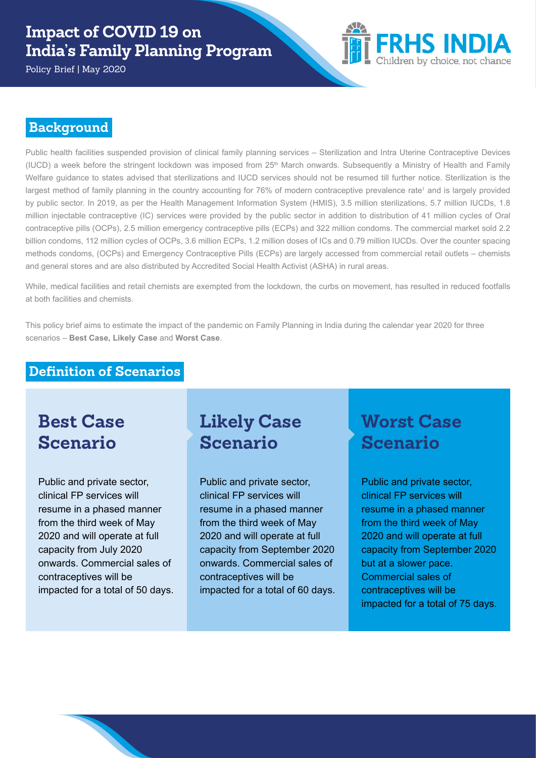# Impact of COVID 19 on India's Family Planning Program

Policy Brief | May 2020

FRHS INDIA
Children by choice, not chance

## Background

Public health facilities suspended provision of clinical family planning services – Sterilization and Intra Uterine Contraceptive Devices (IUCD) a week before the stringent lockdown was imposed from 25th March onwards. Subsequently a Ministry of Health and Family Welfare guidance to states advised that sterilizations and IUCD services should not be resumed till further notice. Sterilization is the largest method of family planning in the country accounting for 76% of modern contraceptive prevalence rate[1] and is largely provided by public sector. In 2019, as per the Health Management Information System (HMIS), 3.5 million sterilizations, 5.7 million IUCDs, 1.8 million injectable contraceptive (IC) services were provided by the public sector in addition to distribution of 41 million cycles of Oral contraceptive pills (OCPs), 2.5 million emergency contraceptive pills (ECPs) and 322 million condoms. The commercial market sold 2.2 billion condoms, 112 million cycles of OCPs, 3.6 million ECPs, 1.2 million doses of ICs and 0.79 million IUCDs. Over the counter spacing methods condoms, (OCPs) and Emergency Contraceptive Pills (ECPs) are largely accessed from commercial retail outlets – chemists and general stores and are also distributed by Accredited Social Health Activist (ASHA) in rural areas.

While, medical facilities and retail chemists are exempted from the lockdown, the curbs on movement, has resulted in reduced footfalls at both facilities and chemists.

This policy brief aims to estimate the impact of the pandemic on Family Planning in India during the calendar year 2020 for three scenarios – **Best Case, Likely Case** and **Worst Case**.

## Definition of Scenarios

### Best Case Scenario

Public and private sector, clinical FP services will resume in a phased manner from the third week of May 2020 and will operate at full capacity from July 2020 onwards. Commercial sales of contraceptives will be impacted for a total of 50 days.

### Likely Case Scenario

Public and private sector, clinical FP services will resume in a phased manner from the third week of May 2020 and will operate at full capacity from September 2020 onwards. Commercial sales of contraceptives will be impacted for a total of 60 days.

### Worst Case Scenario

Public and private sector, clinical FP services will resume in a phased manner from the third week of May 2020 and will operate at full capacity from September 2020 but at a slower pace. Commercial sales of contraceptives will be impacted for a total of 75 days.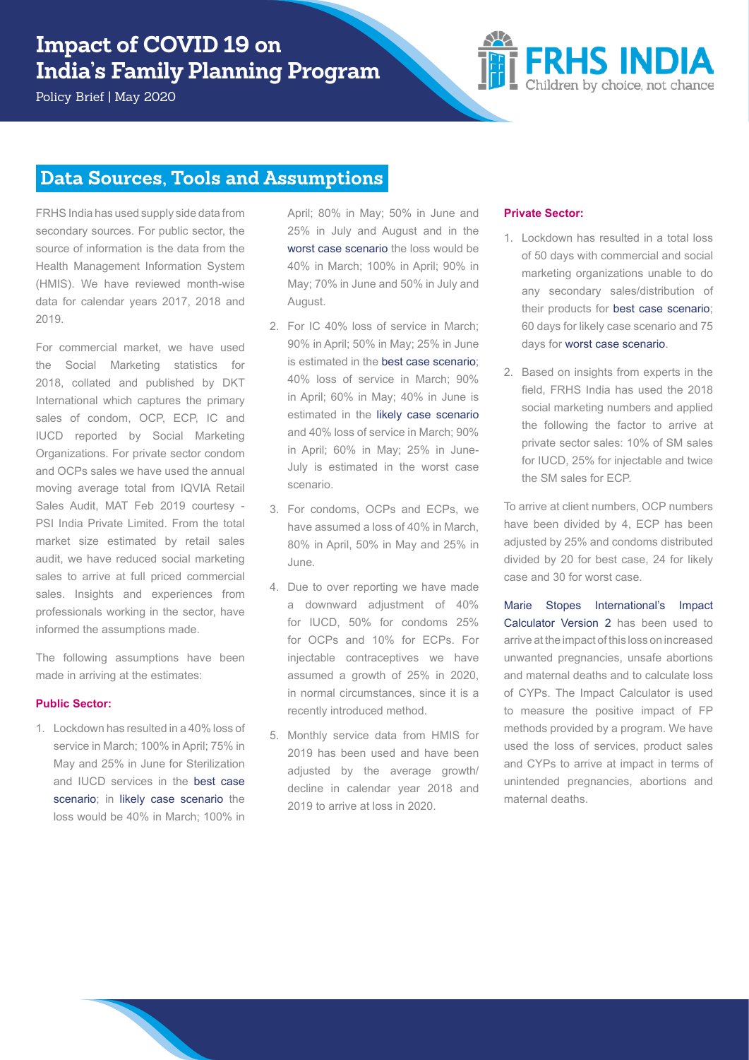## Data Sources, Tools and Assumptions

FRHS India has used supply side data from secondary sources. For public sector, the source of information is the data from the Health Management Information System (HMIS). We have reviewed month-wise data for calendar years 2017, 2018 and 2019.

For commercial market, we have used the Social Marketing statistics for 2018, collated and published by DKT International which captures the primary sales of condom, OCP, ECP, IC and IUCD reported by Social Marketing Organizations. For private sector condom and OCPs sales we have used the annual moving average total from IQVIA Retail Sales Audit, MAT Feb 2019 courtesy - PSI India Private Limited. From the total market size estimated by retail sales audit, we have reduced social marketing sales to arrive at full priced commercial sales. Insights and experiences from professionals working in the sector, have informed the assumptions made.

The following assumptions have been made in arriving at the estimates:

**Public Sector:**

1. Lockdown has resulted in a 40% loss of service in March; 100% in April; 75% in May and 25% in June for Sterilization and IUCD services in the best case scenario; in likely case scenario the loss would be 40% in March; 100% in April; 80% in May; 50% in June and 25% in July and August and in the worst case scenario the loss would be 40% in March; 100% in April; 90% in May; 70% in June and 50% in July and August.
2. For IC 40% loss of service in March; 90% in April; 50% in May; 25% in June is estimated in the best case scenario; 40% loss of service in March; 90% in April; 60% in May; 40% in June is estimated in the likely case scenario and 40% loss of service in March; 90% in April; 60% in May; 25% in June-July is estimated in the worst case scenario.
3. For condoms, OCPs and ECPs, we have assumed a loss of 40% in March, 80% in April, 50% in May and 25% in June.
4. Due to over reporting we have made a downward adjustment of 40% for IUCD, 50% for condoms 25% for OCPs and 10% for ECPs. For injectable contraceptives we have assumed a growth of 25% in 2020, in normal circumstances, since it is a recently introduced method.
5. Monthly service data from HMIS for 2019 has been used and have been adjusted by the average growth/ decline in calendar year 2018 and 2019 to arrive at loss in 2020.

**Private Sector:**

1. Lockdown has resulted in a total loss of 50 days with commercial and social marketing organizations unable to do any secondary sales/distribution of their products for best case scenario; 60 days for likely case scenario and 75 days for worst case scenario.
2. Based on insights from experts in the field, FRHS India has used the 2018 social marketing numbers and applied the following the factor to arrive at private sector sales: 10% of SM sales for IUCD, 25% for injectable and twice the SM sales for ECP.

To arrive at client numbers, OCP numbers have been divided by 4, ECP has been adjusted by 25% and condoms distributed divided by 20 for best case, 24 for likely case and 30 for worst case.

Marie Stopes International's Impact Calculator Version 2 has been used to arrive at the impact of this loss on increased unwanted pregnancies, unsafe abortions and maternal deaths and to calculate loss of CYPs. The Impact Calculator is used to measure the positive impact of FP methods provided by a program. We have used the loss of services, product sales and CYPs to arrive at impact in terms of unintended pregnancies, abortions and maternal deaths.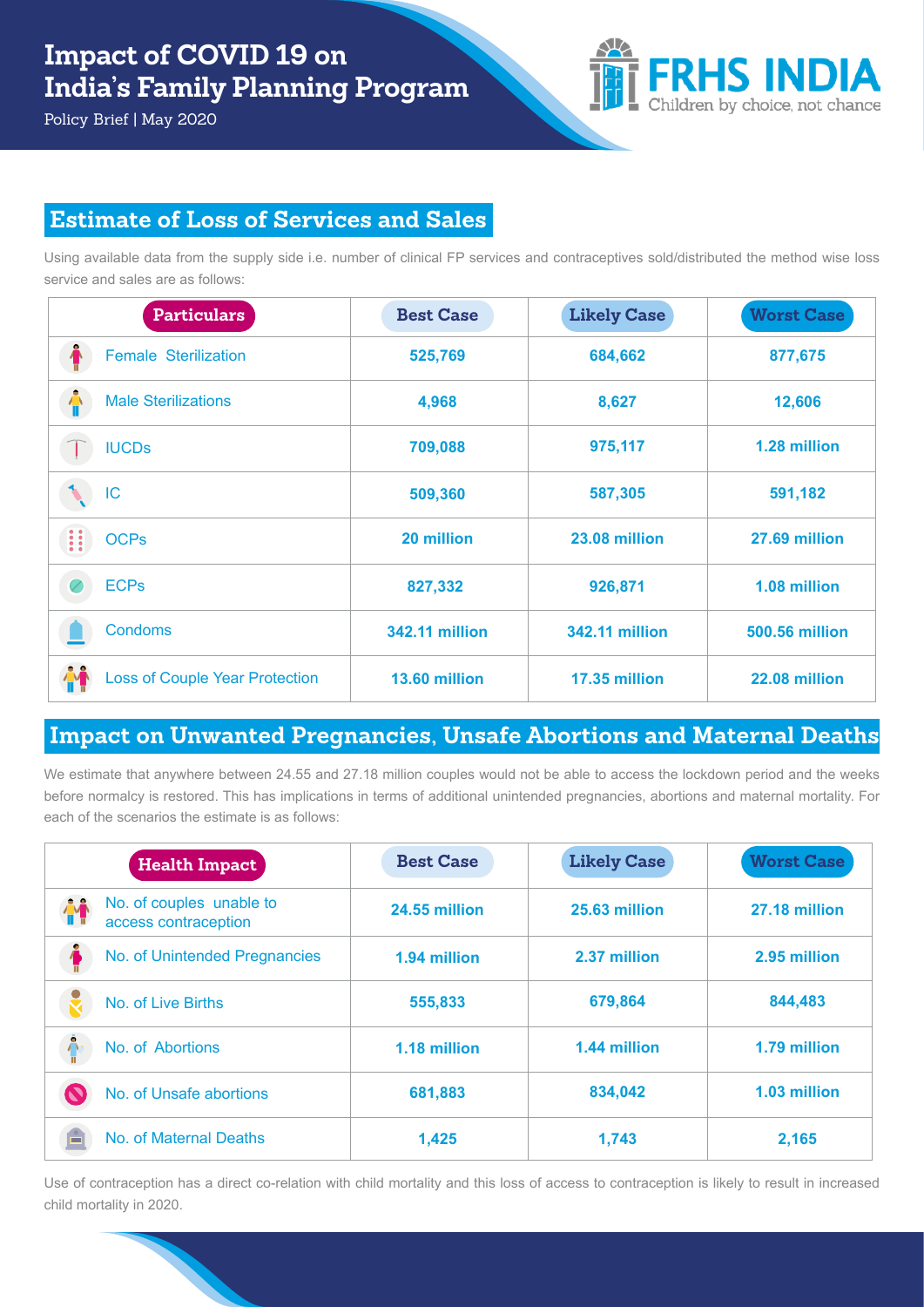# Impact of COVID 19 on India's Family Planning Program

Policy Brief | May 2020

FRHS INDIA
Children by choice, not chance

## Estimate of Loss of Services and Sales

Using available data from the supply side i.e. number of clinical FP services and contraceptives sold/distributed the method wise loss service and sales are as follows:

| Particulars | Best Case | Likely Case | Worst Case |
|---|---|---|---|
| Female Sterilization | 525,769 | 684,662 | 877,675 |
| Male Sterilizations | 4,968 | 8,627 | 12,606 |
| IUCDs | 709,088 | 975,117 | 1.28 million |
| IC | 509,360 | 587,305 | 591,182 |
| OCPs | 20 million | 23.08 million | 27.69 million |
| ECPs | 827,332 | 926,871 | 1.08 million |
| Condoms | 342.11 million | 342.11 million | 500.56 million |
| Loss of Couple Year Protection | 13.60 million | 17.35 million | 22.08 million |

## Impact on Unwanted Pregnancies, Unsafe Abortions and Maternal Deaths

We estimate that anywhere between 24.55 and 27.18 million couples would not be able to access the lockdown period and the weeks before normalcy is restored. This has implications in terms of additional unintended pregnancies, abortions and maternal mortality. For each of the scenarios the estimate is as follows:

| Health Impact | Best Case | Likely Case | Worst Case |
|---|---|---|---|
| No. of couples unable to access contraception | 24.55 million | 25.63 million | 27.18 million |
| No. of Unintended Pregnancies | 1.94 million | 2.37 million | 2.95 million |
| No. of Live Births | 555,833 | 679,864 | 844,483 |
| No. of Abortions | 1.18 million | 1.44 million | 1.79 million |
| No. of Unsafe abortions | 681,883 | 834,042 | 1.03 million |
| No. of Maternal Deaths | 1,425 | 1,743 | 2,165 |

Use of contraception has a direct co-relation with child mortality and this loss of access to contraception is likely to result in increased child mortality in 2020.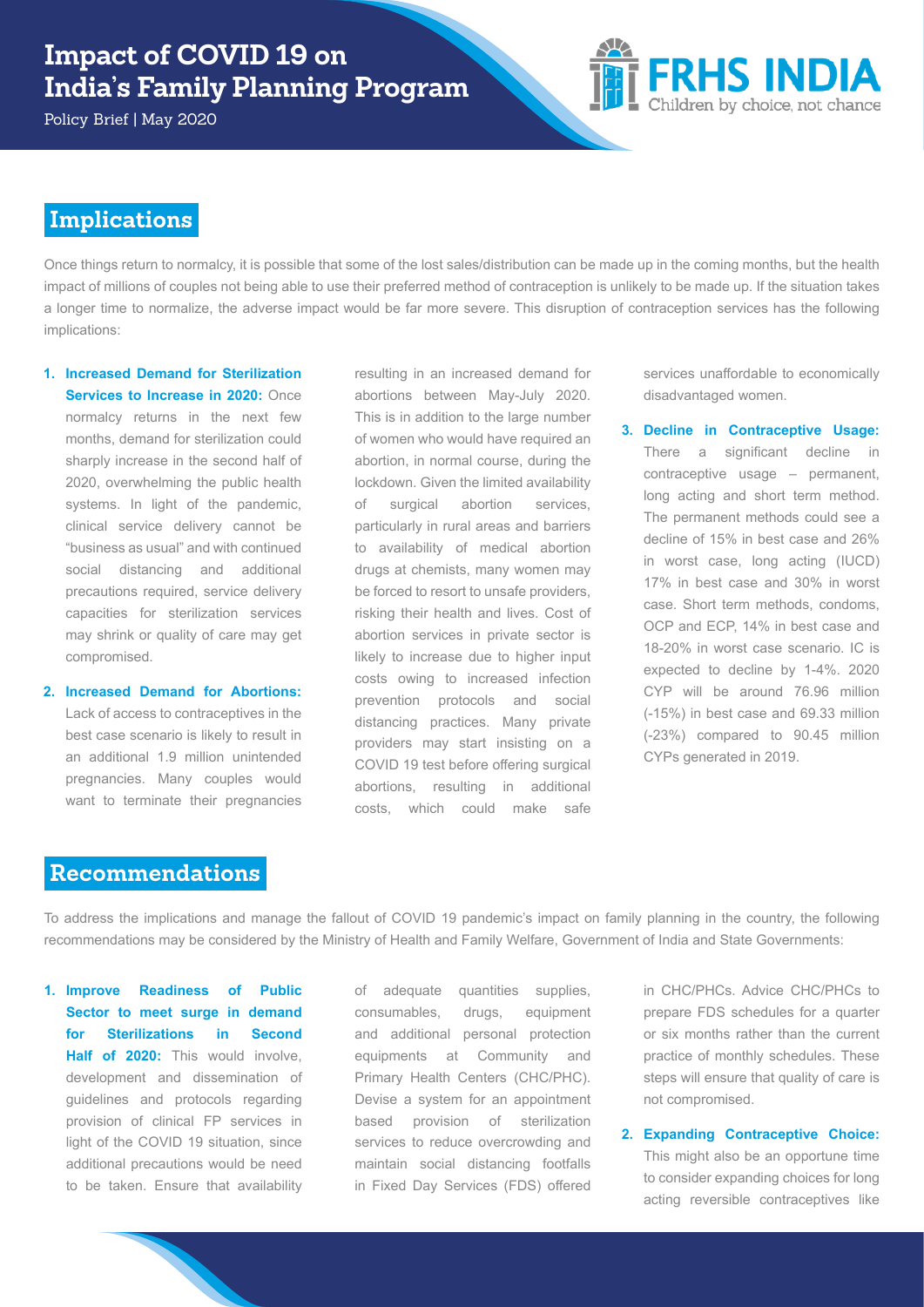## Implications

Once things return to normalcy, it is possible that some of the lost sales/distribution can be made up in the coming months, but the health impact of millions of couples not being able to use their preferred method of contraception is unlikely to be made up. If the situation takes a longer time to normalize, the adverse impact would be far more severe. This disruption of contraception services has the following implications:

1. **Increased Demand for Sterilization Services to Increase in 2020:** Once normalcy returns in the next few months, demand for sterilization could sharply increase in the second half of 2020, overwhelming the public health systems. In light of the pandemic, clinical service delivery cannot be "business as usual" and with continued social distancing and additional precautions required, service delivery capacities for sterilization services may shrink or quality of care may get compromised.

2. **Increased Demand for Abortions:** Lack of access to contraceptives in the best case scenario is likely to result in an additional 1.9 million unintended pregnancies. Many couples would want to terminate their pregnancies resulting in an increased demand for abortions between May-July 2020. This is in addition to the large number of women who would have required an abortion, in normal course, during the lockdown. Given the limited availability of surgical abortion services, particularly in rural areas and barriers to availability of medical abortion drugs at chemists, many women may be forced to resort to unsafe providers, risking their health and lives. Cost of abortion services in private sector is likely to increase due to higher input costs owing to increased infection prevention protocols and social distancing practices. Many private providers may start insisting on a COVID 19 test before offering surgical abortions, resulting in additional costs, which could make safe services unaffordable to economically disadvantaged women.

3. **Decline in Contraceptive Usage:** There a significant decline in contraceptive usage – permanent, long acting and short term method. The permanent methods could see a decline of 15% in best case and 26% in worst case, long acting (IUCD) 17% in best case and 30% in worst case. Short term methods, condoms, OCP and ECP, 14% in best case and 18-20% in worst case scenario. IC is expected to decline by 1-4%. 2020 CYP will be around 76.96 million (-15%) in best case and 69.33 million (-23%) compared to 90.45 million CYPs generated in 2019.

## Recommendations

To address the implications and manage the fallout of COVID 19 pandemic's impact on family planning in the country, the following recommendations may be considered by the Ministry of Health and Family Welfare, Government of India and State Governments:

1. **Improve Readiness of Public Sector to meet surge in demand for Sterilizations in Second Half of 2020:** This would involve, development and dissemination of guidelines and protocols regarding provision of clinical FP services in light of the COVID 19 situation, since additional precautions would be need to be taken. Ensure that availability of adequate quantities supplies, consumables, drugs, equipment and additional personal protection equipments at Community and Primary Health Centers (CHC/PHC). Devise a system for an appointment based provision of sterilization services to reduce overcrowding and maintain social distancing footfalls in Fixed Day Services (FDS) offered in CHC/PHCs. Advice CHC/PHCs to prepare FDS schedules for a quarter or six months rather than the current practice of monthly schedules. These steps will ensure that quality of care is not compromised.

2. **Expanding Contraceptive Choice:** This might also be an opportune time to consider expanding choices for long acting reversible contraceptives like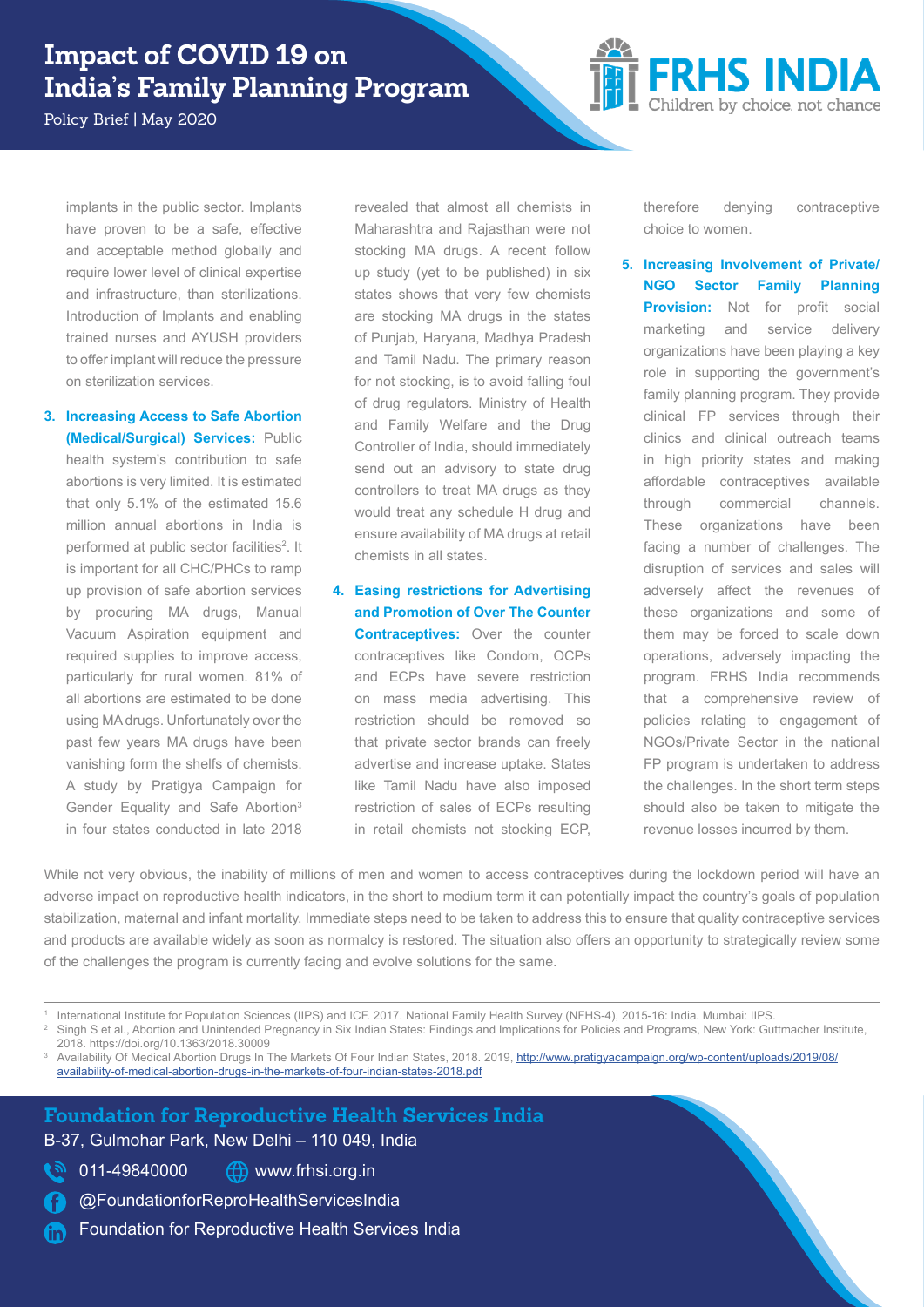implants in the public sector. Implants have proven to be a safe, effective and acceptable method globally and require lower level of clinical expertise and infrastructure, than sterilizations. Introduction of Implants and enabling trained nurses and AYUSH providers to offer implant will reduce the pressure on sterilization services.

3. **Increasing Access to Safe Abortion (Medical/Surgical) Services:** Public health system's contribution to safe abortions is very limited. It is estimated that only 5.1% of the estimated 15.6 million annual abortions in India is performed at public sector facilities[2]. It is important for all CHC/PHCs to ramp up provision of safe abortion services by procuring MA drugs, Manual Vacuum Aspiration equipment and required supplies to improve access, particularly for rural women. 81% of all abortions are estimated to be done using MA drugs. Unfortunately over the past few years MA drugs have been vanishing form the shelves of chemists. A study by Pratigya Campaign for Gender Equality and Safe Abortion[3] in four states conducted in late 2018 revealed that almost all chemists in Maharashtra and Rajasthan were not stocking MA drugs. A recent follow up study (yet to be published) in six states shows that very few chemists are stocking MA drugs in the states of Punjab, Haryana, Madhya Pradesh and Tamil Nadu. The primary reason for not stocking, is to avoid falling foul of drug regulators. Ministry of Health and Family Welfare and the Drug Controller of India, should immediately send out an advisory to state drug controllers to treat MA drugs as they would treat any schedule H drug and ensure availability of MA drugs at retail chemists in all states.

4. **Easing restrictions for Advertising and Promotion of Over The Counter Contraceptives:** Over the counter contraceptives like Condom, OCPs and ECPs have severe restriction on mass media advertising. This restriction should be removed so that private sector brands can freely advertise and increase uptake. States like Tamil Nadu have also imposed restriction of sales of ECPs resulting in retail chemists not stocking ECP, therefore denying contraceptive choice to women.

5. **Increasing Involvement of Private/ NGO Sector Family Planning Provision:** Not for profit social marketing and service delivery organizations have been playing a key role in supporting the government's family planning program. They provide clinical FP services through their clinics and clinical outreach teams in high priority states and making affordable contraceptives available through commercial channels. These organizations have been facing a number of challenges. The disruption of services and sales will adversely affect the revenues of these organizations and some of them may be forced to scale down operations, adversely impacting the program. FRHS India recommends that a comprehensive review of policies relating to engagement of NGOs/Private Sector in the national FP program is undertaken to address the challenges. In the short term steps should also be taken to mitigate the revenue losses incurred by them.

While not very obvious, the inability of millions of men and women to access contraceptives during the lockdown period will have an adverse impact on reproductive health indicators, in the short to medium term it can potentially impact the country's goals of population stabilization, maternal and infant mortality. Immediate steps need to be taken to address this to ensure that quality contraceptive services and products are available widely as soon as normalcy is restored. The situation also offers an opportunity to strategically review some of the challenges the program is currently facing and evolve solutions for the same.

---

[1] International Institute for Population Sciences (IIPS) and ICF. 2017. National Family Health Survey (NFHS-4), 2015-16: India. Mumbai: IIPS.

[2] Singh S et al., Abortion and Unintended Pregnancy in Six Indian States: Findings and Implications for Policies and Programs, New York: Guttmacher Institute, 2018. https://doi.org/10.1363/2018.30009

[3] Availability Of Medical Abortion Drugs In The Markets Of Four Indian States, 2018. 2019, http://www.pratigyacampaign.org/wp-content/uploads/2019/08/availability-of-medical-abortion-drugs-in-the-markets-of-four-indian-states-2018.pdf

**Foundation for Reproductive Health Services India**

B-37, Gulmohar Park, New Delhi – 110 049, India

011-49840000 www.frhsi.org.in

@FoundationforReproHealthServicesIndia

Foundation for Reproductive Health Services India